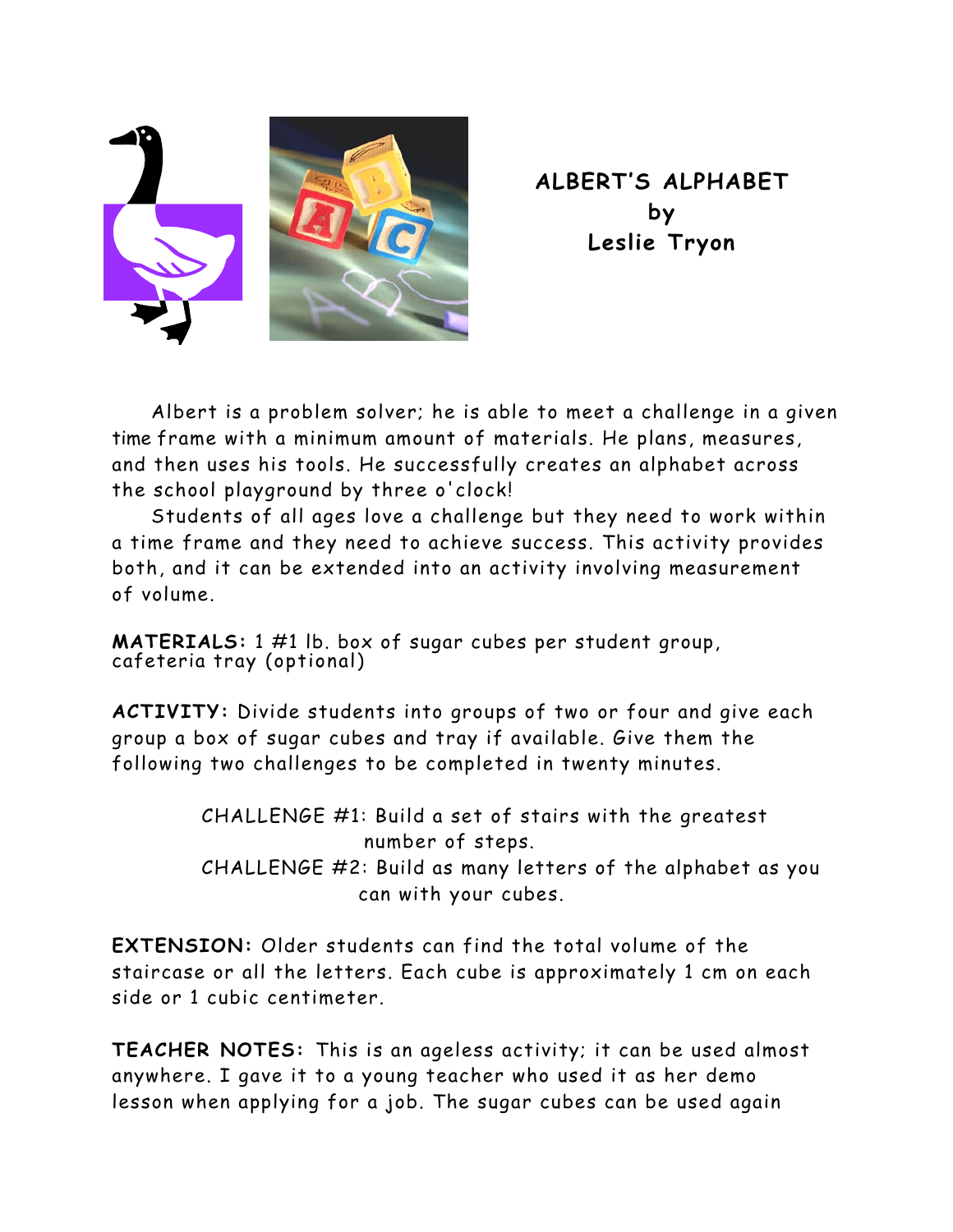# ALBERT'S ALPHABET
by
Leslie Tryon

Albert is a problem solver; he is able to meet a challenge in a given time frame with a minimum amount of materials. He plans, measures, and then uses his tools. He successfully creates an alphabet across the school playground by three o'clock!

Students of all ages love a challenge but they need to work within a time frame and they need to achieve success. This activity provides both, and it can be extended into an activity involving measurement of volume.

**MATERIALS:** 1 #1 lb. box of sugar cubes per student group, cafeteria tray (optional)

**ACTIVITY:** Divide students into groups of two or four and give each group a box of sugar cubes and tray if available. Give them the following two challenges to be completed in twenty minutes.

CHALLENGE #1: Build a set of stairs with the greatest number of steps.

CHALLENGE #2: Build as many letters of the alphabet as you can with your cubes.

**EXTENSION:** Older students can find the total volume of the staircase or all the letters. Each cube is approximately 1 cm on each side or 1 cubic centimeter.

**TEACHER NOTES:** This is an ageless activity; it can be used almost anywhere. I gave it to a young teacher who used it as her demo lesson when applying for a job. The sugar cubes can be used again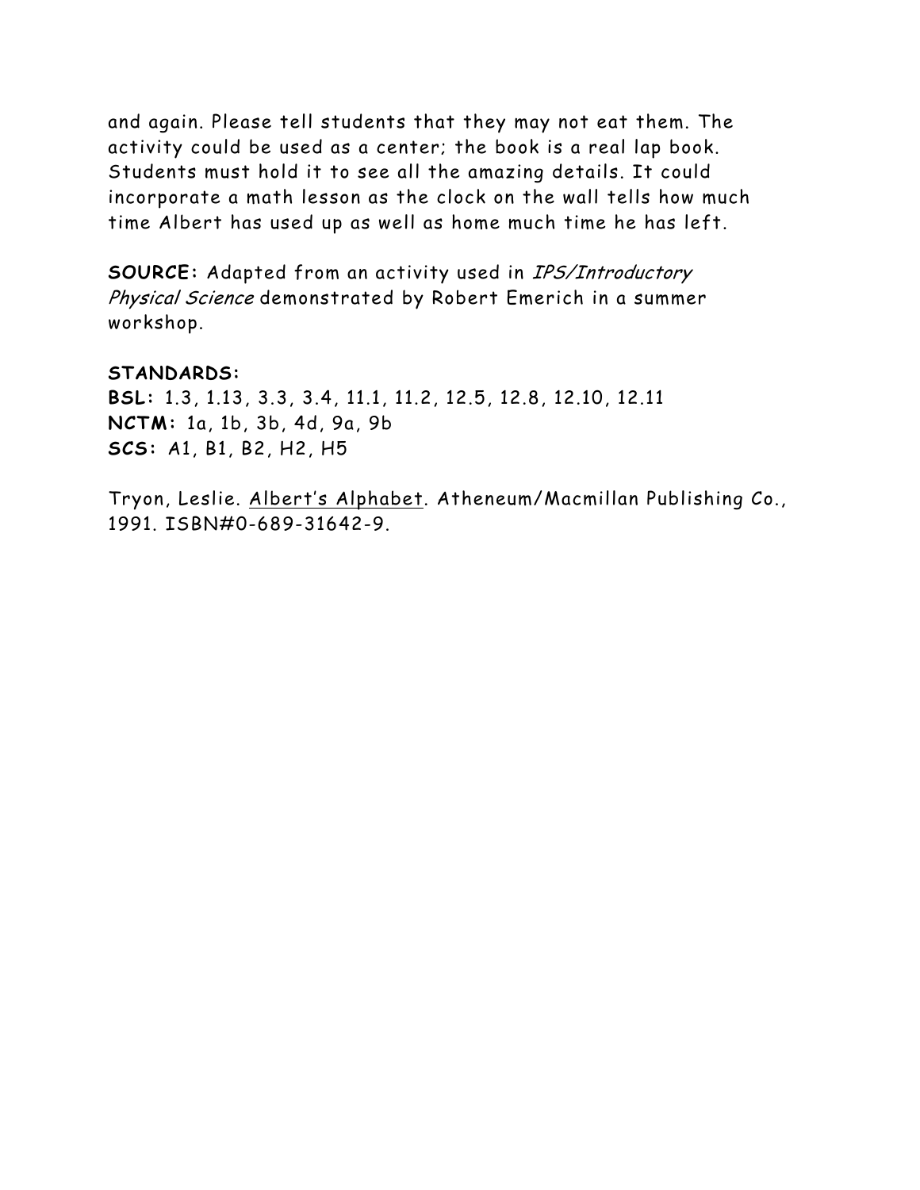and again. Please tell students that they may not eat them. The activity could be used as a center; the book is a real lap book. Students must hold it to see all the amazing details. It could incorporate a math lesson as the clock on the wall tells how much time Albert has used up as well as home much time he has left.

**SOURCE:** Adapted from an activity used in *IPS/Introductory Physical Science* demonstrated by Robert Emerich in a summer workshop.

**STANDARDS:**
**BSL:** 1.3, 1.13, 3.3, 3.4, 11.1, 11.2, 12.5, 12.8, 12.10, 12.11
**NCTM:** 1a, 1b, 3b, 4d, 9a, 9b
**SCS:** A1, B1, B2, H2, H5

Tryon, Leslie. Albert's Alphabet. Atheneum/Macmillan Publishing Co., 1991. ISBN#0-689-31642-9.